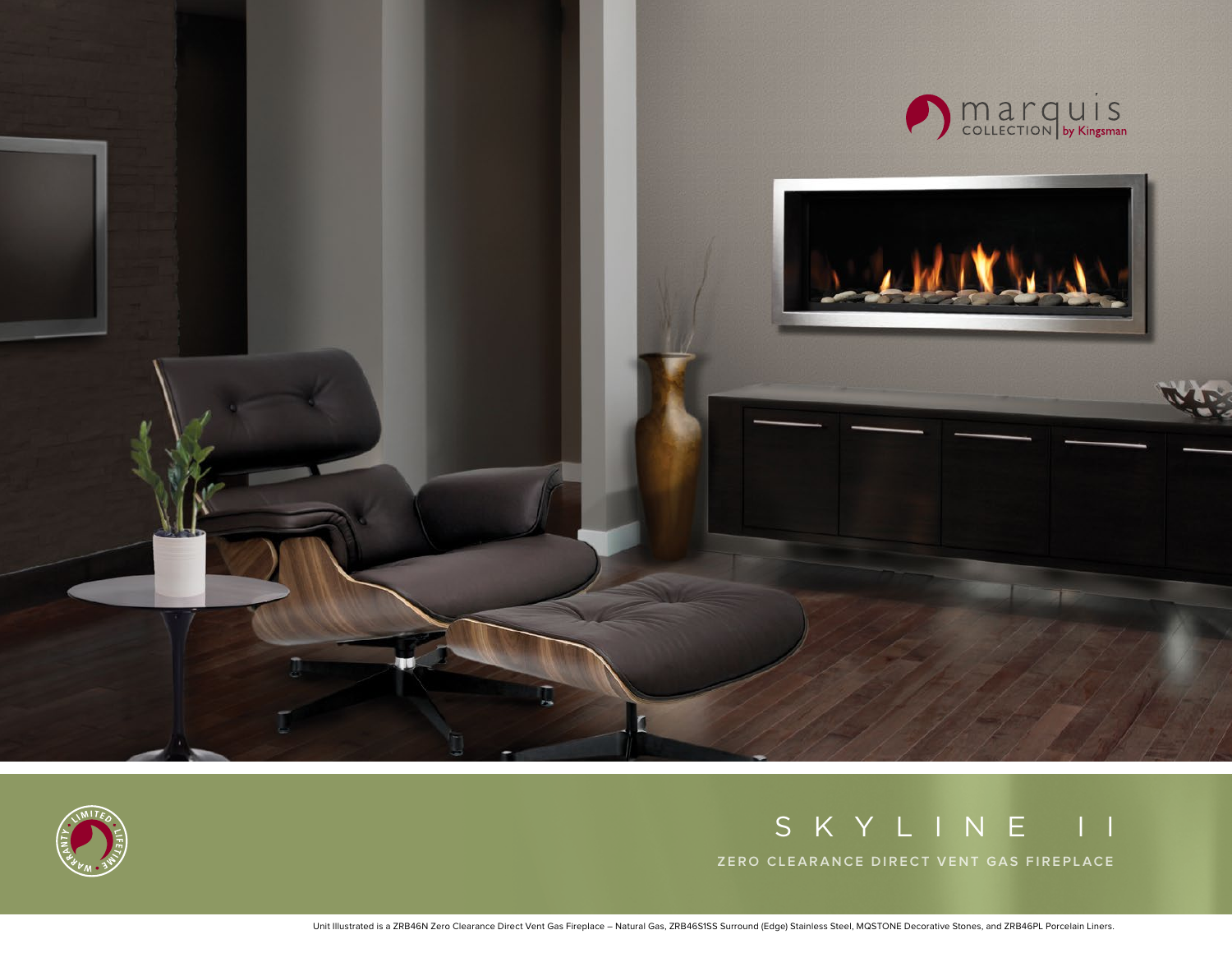marquis COLLECTION | by Kingsman

# SKYLINE II

## ZERO CLEARANCE DIRECT VENT GAS FIREPLACE

LIMITED LIFETIME WARRANTY

Unit Illustrated is a ZRB46N Zero Clearance Direct Vent Gas Fireplace – Natural Gas, ZRB46S1SS Surround (Edge) Stainless Steel, MQSTONE Decorative Stones, and ZRB46PL Porcelain Liners.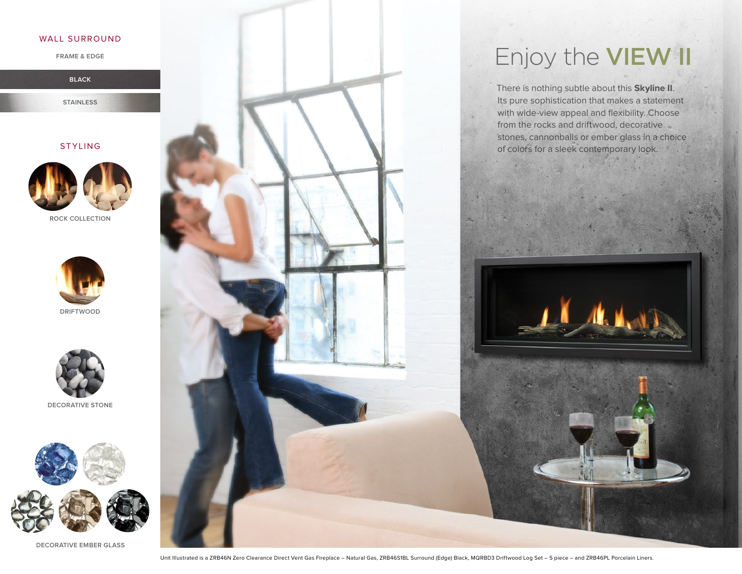## WALL SURROUND

FRAME & EDGE

BLACK

STAINLESS

## STYLING

ROCK COLLECTION

DRIFTWOOD

DECORATIVE STONE

DECORATIVE EMBER GLASS

# Enjoy the VIEW II

There is nothing subtle about this **Skyline II**. Its pure sophistication that makes a statement with wide-view appeal and flexibility. Choose from the rocks and driftwood, decorative stones, cannonballs or ember glass in a choice of colors for a sleek contemporary look.

Unit Illustrated is a ZRB46N Zero Clearance Direct Vent Gas Fireplace – Natural Gas, ZRB46S1BL Surround (Edge) Black, MQRBD3 Driftwood Log Set – 5 piece – and ZRB46PL Porcelain Liners.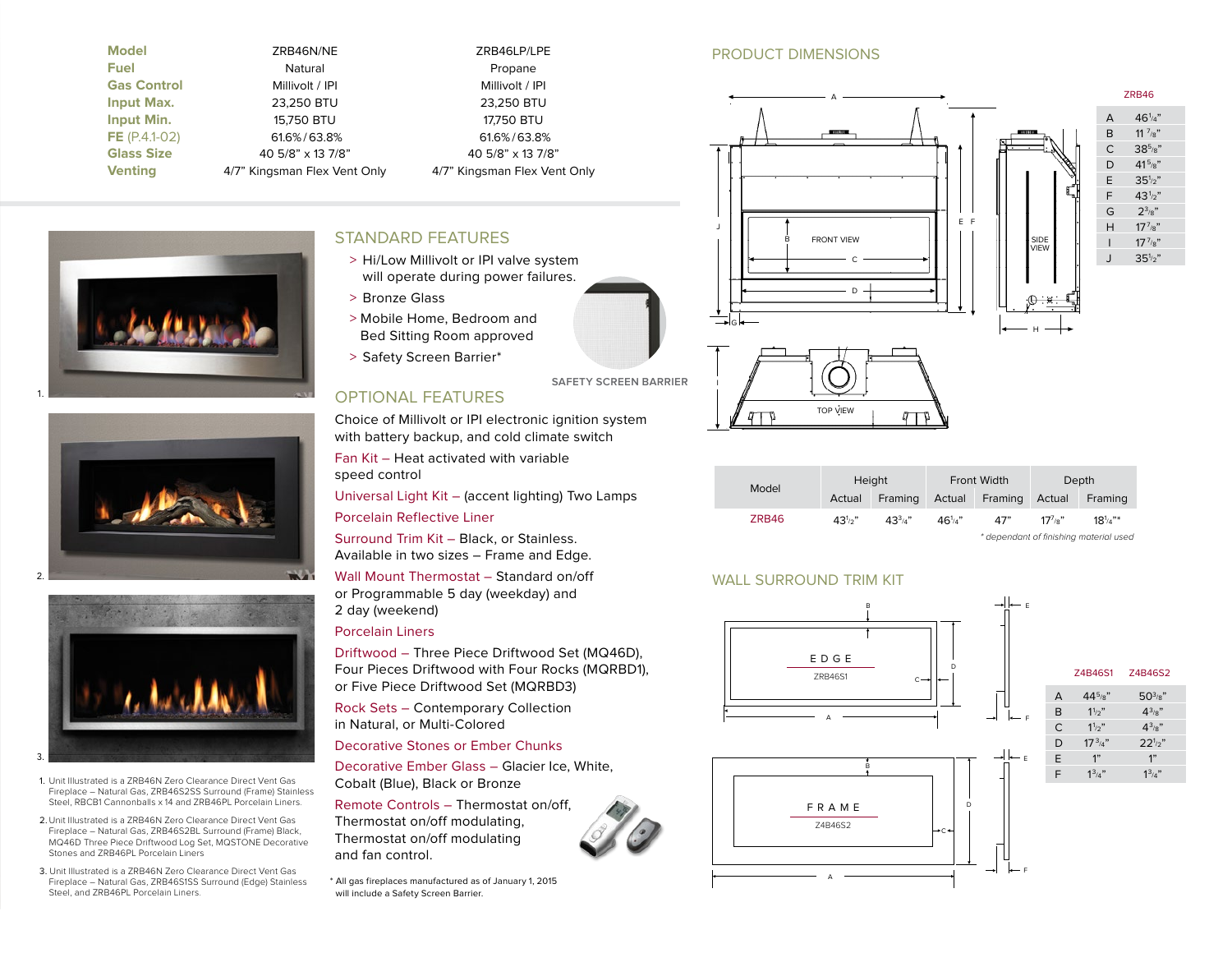| Model | ZRB46N/NE | ZRB46LP/LPE |
|---|---|---|
| Fuel | Natural | Propane |
| Gas Control | Millivolt / IPI | Millivolt / IPI |
| Input Max. | 23,250 BTU | 23,250 BTU |
| Input Min. | 15,750 BTU | 17,750 BTU |
| FE (P.4.1-02) | 61.6% / 63.8% | 61.6% / 63.8% |
| Glass Size | 40 5/8” x 13 7/8” | 40 5/8” x 13 7/8” |
| Venting | 4/7” Kingsman Flex Vent Only | 4/7” Kingsman Flex Vent Only |

## STANDARD FEATURES

> Hi/Low Millivolt or IPI valve system will operate during power failures.
> Bronze Glass
> Mobile Home, Bedroom and Bed Sitting Room approved
> Safety Screen Barrier*

SAFETY SCREEN BARRIER

## OPTIONAL FEATURES

Choice of Millivolt or IPI electronic ignition system with battery backup, and cold climate switch

Fan Kit – Heat activated with variable speed control

Universal Light Kit – (accent lighting) Two Lamps

Porcelain Reflective Liner

Surround Trim Kit – Black, or Stainless. Available in two sizes – Frame and Edge.

Wall Mount Thermostat – Standard on/off or Programmable 5 day (weekday) and 2 day (weekend)

Porcelain Liners

Driftwood – Three Piece Driftwood Set (MQ46D), Four Pieces Driftwood with Four Rocks (MQRBD1), or Five Piece Driftwood Set (MQRBD3)

Rock Sets – Contemporary Collection in Natural, or Multi-Colored

Decorative Stones or Ember Chunks

Decorative Ember Glass – Glacier Ice, White, Cobalt (Blue), Black or Bronze

Remote Controls – Thermostat on/off, Thermostat on/off modulating, Thermostat on/off modulating and fan control.

* All gas fireplaces manufactured as of January 1, 2015 will include a Safety Screen Barrier.

1. Unit Illustrated is a ZRB46N Zero Clearance Direct Vent Gas Fireplace – Natural Gas, ZRB46S2SS Surround (Frame) Stainless Steel, RBCB1 Cannonballs x 14 and ZRB46PL Porcelain Liners.
2. Unit Illustrated is a ZRB46N Zero Clearance Direct Vent Gas Fireplace – Natural Gas, ZRB46S2BL Surround (Frame) Black, MQ46D Three Piece Driftwood Log Set, MQSTONE Decorative Stones and ZRB46PL Porcelain Liners
3. Unit Illustrated is a ZRB46N Zero Clearance Direct Vent Gas Fireplace – Natural Gas, ZRB46S1SS Surround (Edge) Stainless Steel, and ZRB46PL Porcelain Liners.

## PRODUCT DIMENSIONS

| | ZRB46 |
|---|---|
| A | 46¼” |
| B | 11 ⅞” |
| C | 38⅝” |
| D | 41⅝” |
| E | 35½” |
| F | 43½” |
| G | 2⅜” |
| H | 17⅞” |
| I | 17⅞” |
| J | 35½” |

| Model | Height | | Front Width | | Depth | |
|---|---|---|---|---|---|---|
| | Actual | Framing | Actual | Framing | Actual | Framing |
| ZRB46 | 43½” | 43¾” | 46¼” | 47” | 17⅞” | 18¼”* |

*\* dependant of finishing material used*

## WALL SURROUND TRIM KIT

EDGE – ZRB46S1

FRAME – Z4B46S2

| | Z4B46S1 | Z4B46S2 |
|---|---|---|
| A | 44⅝” | 50⅜” |
| B | 1½” | 4⅜” |
| C | 1½” | 4⅜” |
| D | 17¾” | 22½” |
| E | 1” | 1” |
| F | 1¾” | 1¾” |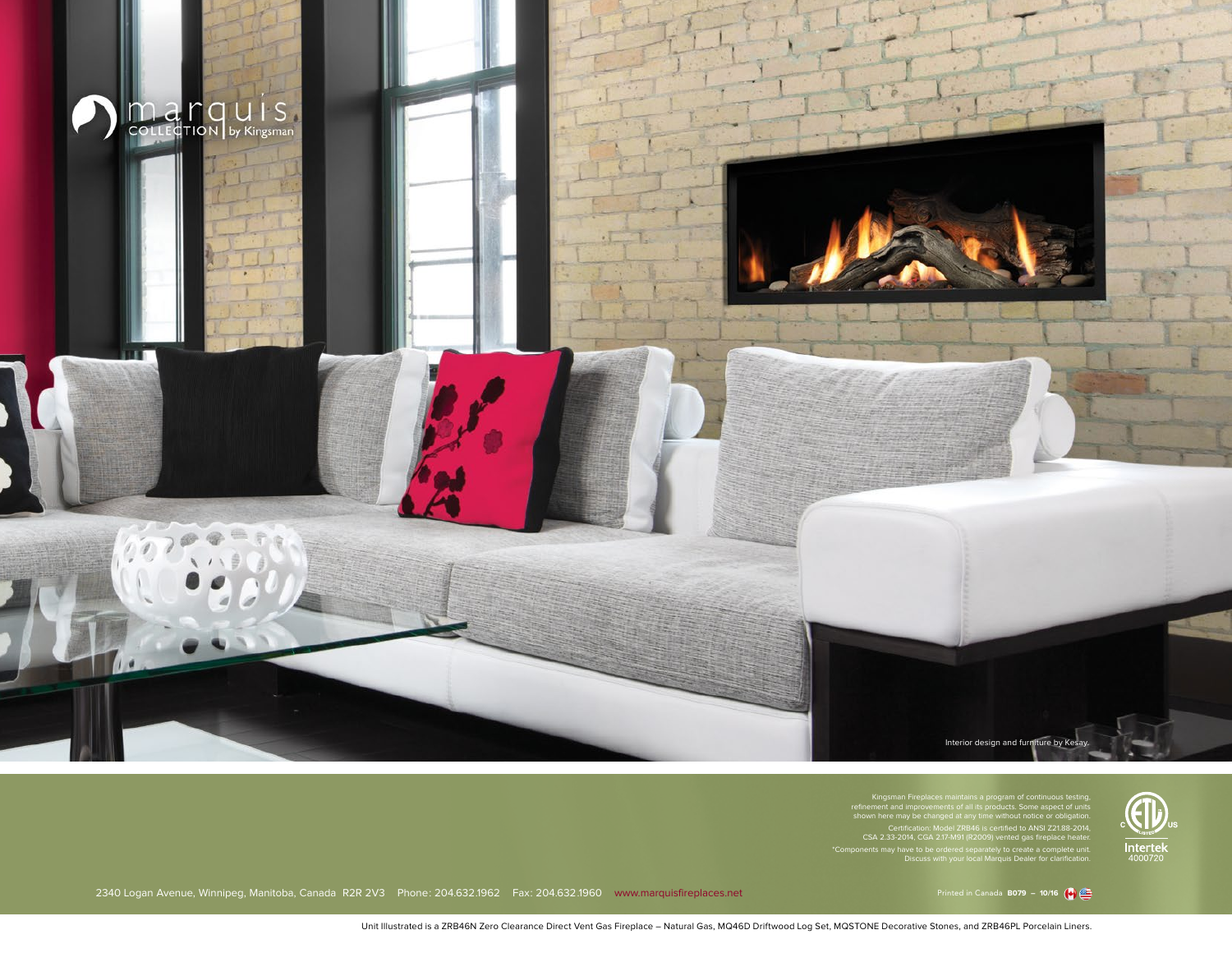marquis COLLECTION | by Kingsman

Interior design and furniture by Kesay.

Kingsman Fireplaces maintains a program of continuous testing, refinement and improvements of all its products. Some aspect of units shown here may be changed at any time without notice or obligation.

Certification: Model ZRB46 is certified to ANSI Z21.88-2014, CSA 2.33-2014, CGA 2.17-M91 (R2009) vented gas fireplace heater.

*Components may have to be ordered separately to create a complete unit. Discuss with your local Marquis Dealer for clarification.

Intertek 4000720

2340 Logan Avenue, Winnipeg, Manitoba, Canada R2R 2V3 Phone: 204.632.1962 Fax: 204.632.1960 www.marquisfireplaces.net

Printed in Canada **B079 – 10/16**

Unit Illustrated is a ZRB46N Zero Clearance Direct Vent Gas Fireplace – Natural Gas, MQ46D Driftwood Log Set, MQSTONE Decorative Stones, and ZRB46PL Porcelain Liners.